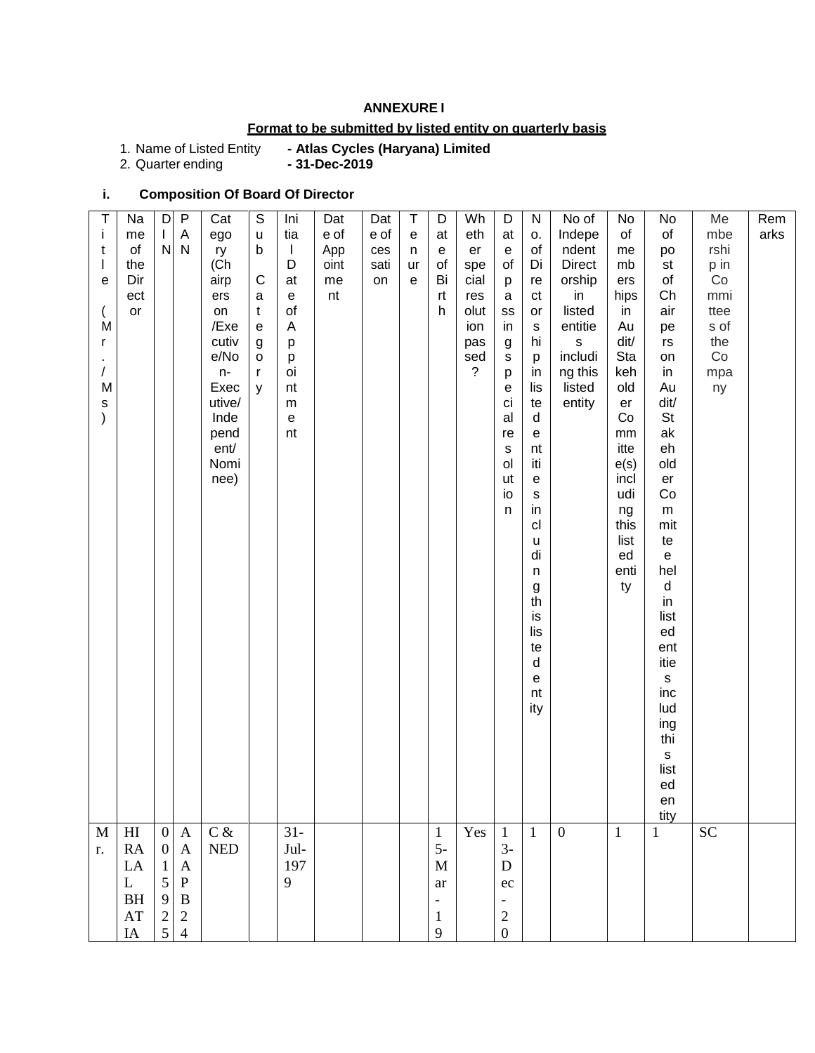**ANNEXURE I**

**Format to be submitted by listed entity on quarterly basis**

1. Name of Listed Entity **- Atlas Cycles (Haryana) Limited**
2. Quarter ending **- 31-Dec-2019**

### i. Composition Of Board Of Director

| Title (Mr./Ms) | Name of the Director | DIN | PAN | Category (Chairpersons /Executive/Non-Executive/ Independent/ Nominee) | Sub Category | Initial Date of Appointment | Date of Appointment | Date of cessation | Tenure | Date of Birth | Whether special resolution passed? | Date of passing special resolution | No. of Directorship in listed entities including this listed entity | No of Independent Directorship in listed entities including this listed entity | No of memberships in Audit/ Stakeholder Committee(s) including this listed entity | No of post of Chairperson in Audit/ Stakeholder Committee held in listed entities including this listed entity | Membership in Committees of the Company | Remarks |
|---|---|---|---|---|---|---|---|---|---|---|---|---|---|---|---|---|---|---|
| Mr. | HIRALAL BHATIA | 00159225 | AAAPB24 | C & NED | | 31-Jul-1979 | | | | 15-Mar-19 | Yes | 13-Dec-20 | 1 | 0 | 1 | 1 | SC | |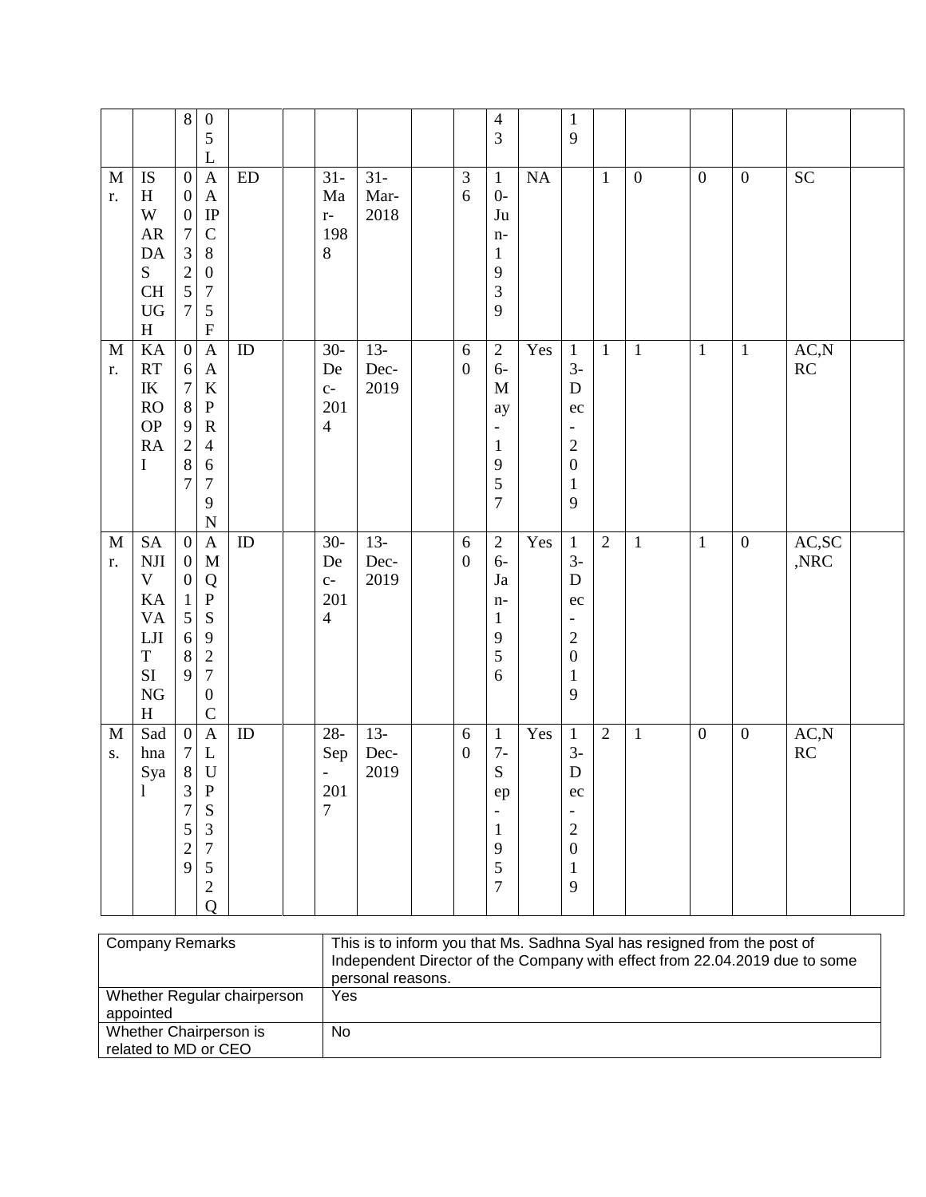| | | | | | | | | | | | | | | | | | | |
|---|---|---|---|---|---|---|---|---|---|---|---|---|---|---|---|---|---|---|
| | | 8 | 05L | | | | | | | 43 | | 19 | | | | | | |
| Mr. | ISHWARDAS CHUGH | 00073257 | AAIPC8075F | ED | | 31-Mar-1988 | 31-Mar-2018 | | 36 | 10-Jun-1939 | NA | | 1 | 0 | 0 | 0 | SC | |
| Mr. | KARTIK ROOPRAI | 06789287 | AAKPR4679N | ID | | 30-Dec-2014 | 13-Dec-2019 | | 60 | 26-May-1957 | Yes | 13-Dec-2019 | 1 | 1 | 1 | 1 | AC,NRC | |
| Mr. | SANJIV KAVALJIT SINGH | 00015689 | AMQPS9270C | ID | | 30-Dec-2014 | 13-Dec-2019 | | 60 | 26-Jan-1956 | Yes | 13-Dec-2019 | 2 | 1 | 1 | 0 | AC,SC,NRC | |
| Ms. | Sadhna Syal | 07837529 | ALUPS3752Q | ID | | 28-Sep-2017 | 13-Dec-2019 | | 60 | 17-Sep-1957 | Yes | 13-Dec-2019 | 2 | 1 | 0 | 0 | AC,NRC | |

| | |
|---|---|
| Company Remarks | This is to inform you that Ms. Sadhna Syal has resigned from the post of Independent Director of the Company with effect from 22.04.2019 due to some personal reasons. |
| Whether Regular chairperson appointed | Yes |
| Whether Chairperson is related to MD or CEO | No |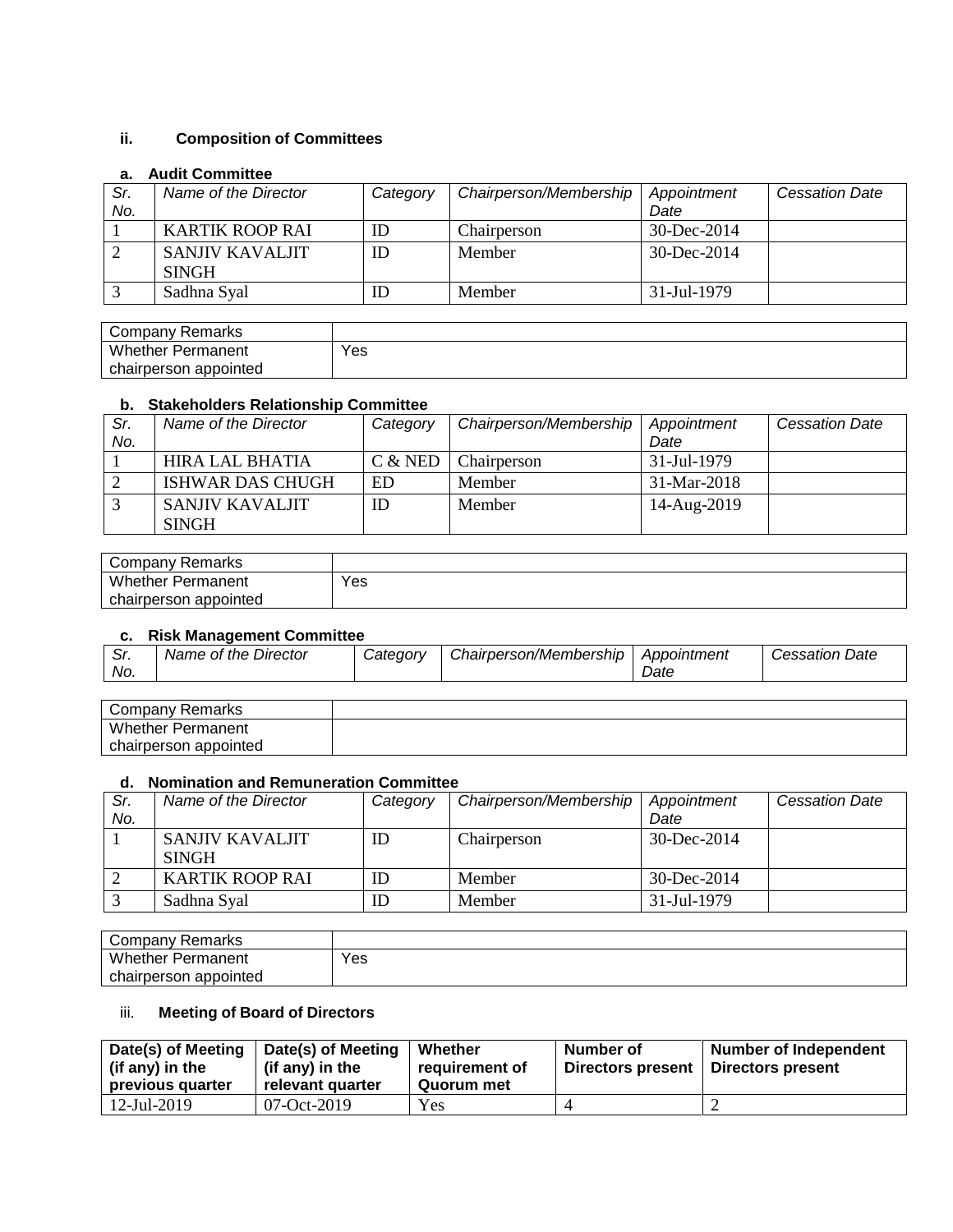### ii. Composition of Committees

#### a. Audit Committee

| *Sr. No.* | *Name of the Director* | *Category* | *Chairperson/Membership* | *Appointment Date* | *Cessation Date* |
|---|---|---|---|---|---|
| 1 | KARTIK ROOP RAI | ID | Chairperson | 30-Dec-2014 | |
| 2 | SANJIV KAVALJIT SINGH | ID | Member | 30-Dec-2014 | |
| 3 | Sadhna Syal | ID | Member | 31-Jul-1979 | |

| Company Remarks | |
|---|---|
| Whether Permanent chairperson appointed | Yes |

#### b. Stakeholders Relationship Committee

| *Sr. No.* | *Name of the Director* | *Category* | *Chairperson/Membership* | *Appointment Date* | *Cessation Date* |
|---|---|---|---|---|---|
| 1 | HIRA LAL BHATIA | C & NED | Chairperson | 31-Jul-1979 | |
| 2 | ISHWAR DAS CHUGH | ED | Member | 31-Mar-2018 | |
| 3 | SANJIV KAVALJIT SINGH | ID | Member | 14-Aug-2019 | |

| Company Remarks | |
|---|---|
| Whether Permanent chairperson appointed | Yes |

#### c. Risk Management Committee

| *Sr. No.* | *Name of the Director* | *Category* | *Chairperson/Membership* | *Appointment Date* | *Cessation Date* |
|---|---|---|---|---|---|

| Company Remarks | |
|---|---|
| Whether Permanent chairperson appointed | |

#### d. Nomination and Remuneration Committee

| *Sr. No.* | *Name of the Director* | *Category* | *Chairperson/Membership* | *Appointment Date* | *Cessation Date* |
|---|---|---|---|---|---|
| 1 | SANJIV KAVALJIT SINGH | ID | Chairperson | 30-Dec-2014 | |
| 2 | KARTIK ROOP RAI | ID | Member | 30-Dec-2014 | |
| 3 | Sadhna Syal | ID | Member | 31-Jul-1979 | |

| Company Remarks | |
|---|---|
| Whether Permanent chairperson appointed | Yes |

### iii. Meeting of Board of Directors

| **Date(s) of Meeting (if any) in the previous quarter** | **Date(s) of Meeting (if any) in the relevant quarter** | **Whether requirement of Quorum met** | **Number of Directors present** | **Number of Independent Directors present** |
|---|---|---|---|---|
| 12-Jul-2019 | 07-Oct-2019 | Yes | 4 | 2 |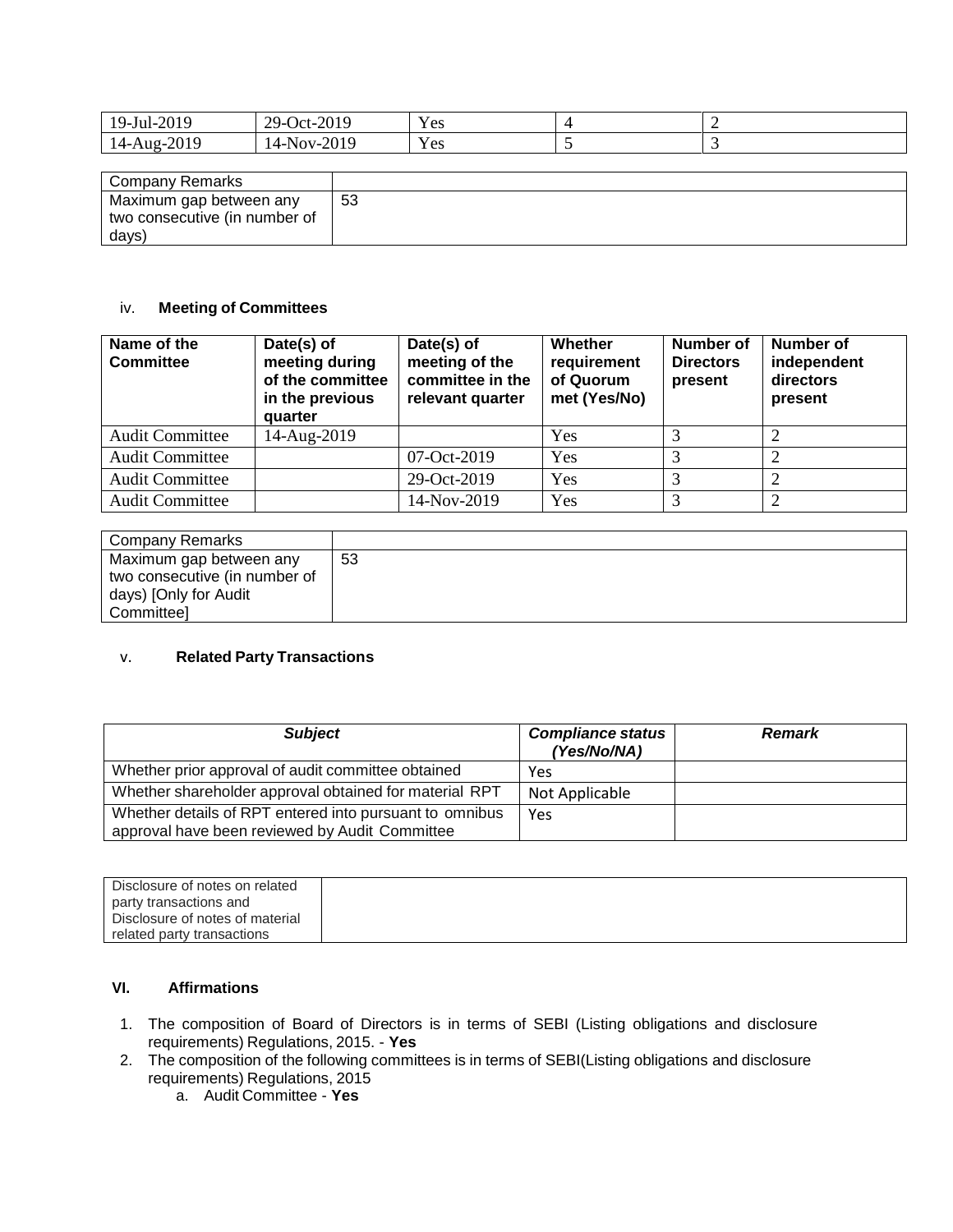| 19-Jul-2019 | 29-Oct-2019 | Yes | 4 | 2 |
|---|---|---|---|---|
| 14-Aug-2019 | 14-Nov-2019 | Yes | 5 | 3 |

| Company Remarks | |
|---|---|
| Maximum gap between any two consecutive (in number of days) | 53 |

iv. **Meeting of Committees**

| Name of the Committee | Date(s) of meeting during of the committee in the previous quarter | Date(s) of meeting of the committee in the relevant quarter | Whether requirement of Quorum met (Yes/No) | Number of Directors present | Number of independent directors present |
|---|---|---|---|---|---|
| Audit Committee | 14-Aug-2019 | | Yes | 3 | 2 |
| Audit Committee | | 07-Oct-2019 | Yes | 3 | 2 |
| Audit Committee | | 29-Oct-2019 | Yes | 3 | 2 |
| Audit Committee | | 14-Nov-2019 | Yes | 3 | 2 |

| Company Remarks | |
|---|---|
| Maximum gap between any two consecutive (in number of days) [Only for Audit Committee] | 53 |

v. **Related Party Transactions**

| ***Subject*** | ***Compliance status (Yes/No/NA)*** | ***Remark*** |
|---|---|---|
| Whether prior approval of audit committee obtained | Yes | |
| Whether shareholder approval obtained for material RPT | Not Applicable | |
| Whether details of RPT entered into pursuant to omnibus approval have been reviewed by Audit Committee | Yes | |

| Disclosure of notes on related party transactions and Disclosure of notes of material related party transactions | |
|---|---|

**VI. Affirmations**

1. The composition of Board of Directors is in terms of SEBI (Listing obligations and disclosure requirements) Regulations, 2015. - **Yes**
2. The composition of the following committees is in terms of SEBI(Listing obligations and disclosure requirements) Regulations, 2015
   a. Audit Committee - **Yes**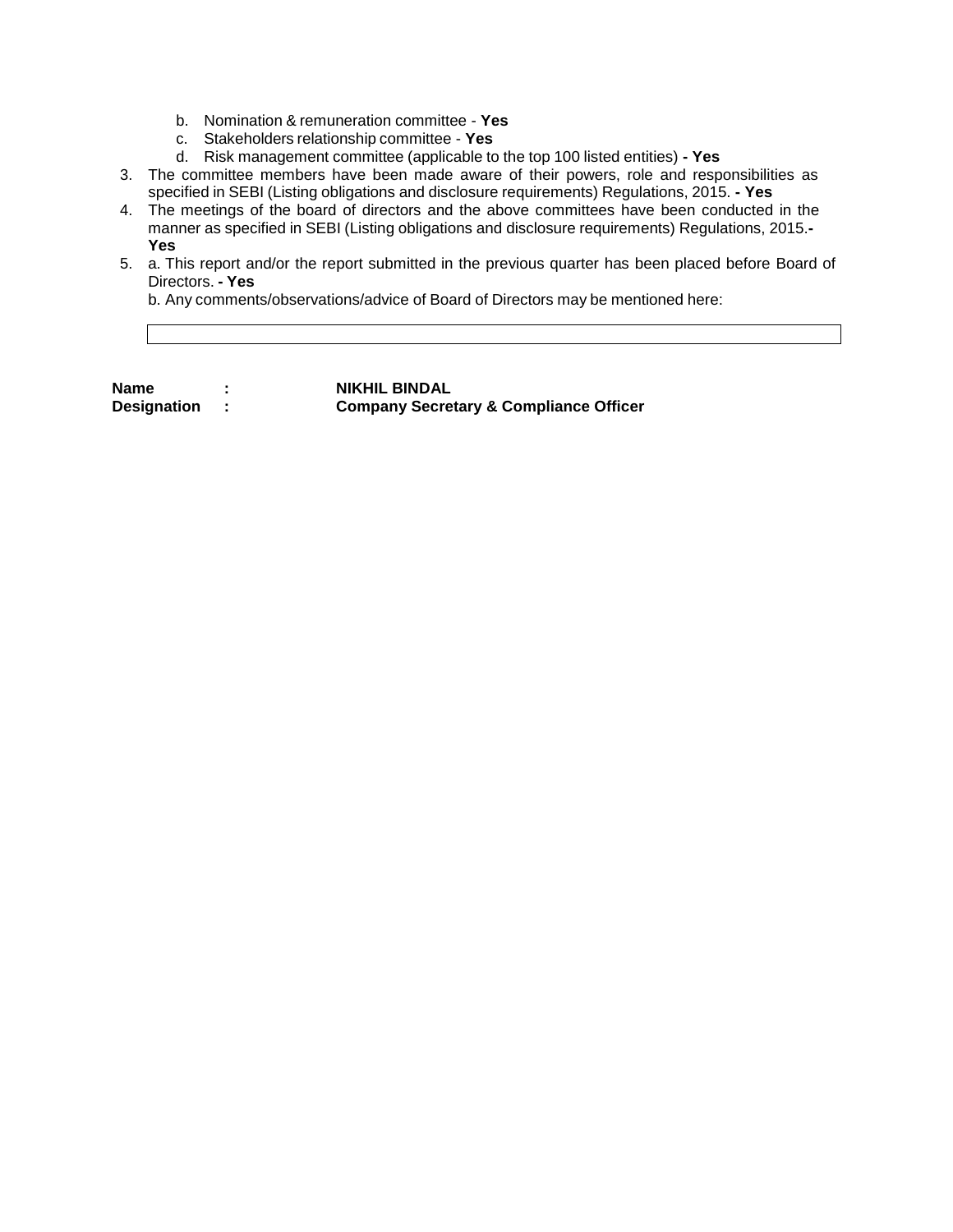b. Nomination & remuneration committee - **Yes**
   c. Stakeholders relationship committee - **Yes**
   d. Risk management committee (applicable to the top 100 listed entities) **- Yes**

3. The committee members have been made aware of their powers, role and responsibilities as specified in SEBI (Listing obligations and disclosure requirements) Regulations, 2015. **- Yes**
4. The meetings of the board of directors and the above committees have been conducted in the manner as specified in SEBI (Listing obligations and disclosure requirements) Regulations, 2015.**- Yes**
5. a. This report and/or the report submitted in the previous quarter has been placed before Board of Directors. **- Yes**

   b. Any comments/observations/advice of Board of Directors may be mentioned here:

| |
|---|
| |

**Name :** **NIKHIL BINDAL**
**Designation :** **Company Secretary & Compliance Officer**